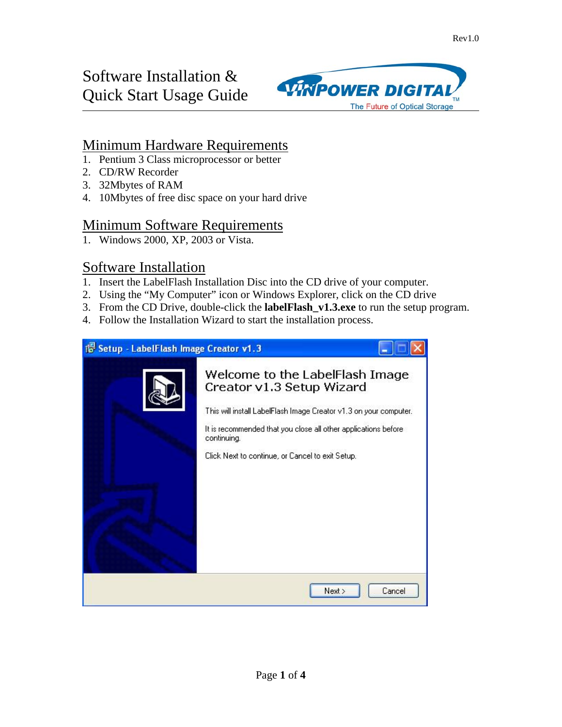Rev1.0

# Software Installation & Quick Start Usage Guide

VINPOWER DIGITAL
The Future of Optical Storage

## Minimum Hardware Requirements

1. Pentium 3 Class microprocessor or better
2. CD/RW Recorder
3. 32Mbytes of RAM
4. 10Mbytes of free disc space on your hard drive

## Minimum Software Requirements

1. Windows 2000, XP, 2003 or Vista.

## Software Installation

1. Insert the LabelFlash Installation Disc into the CD drive of your computer.
2. Using the "My Computer" icon or Windows Explorer, click on the CD drive
3. From the CD Drive, double-click the **labelFlash_v1.3.exe** to run the setup program.
4. Follow the Installation Wizard to start the installation process.

Setup - LabelFlash Image Creator v1.3

Welcome to the LabelFlash Image Creator v1.3 Setup Wizard

This will install LabelFlash Image Creator v1.3 on your computer.

It is recommended that you close all other applications before continuing.

Click Next to continue, or Cancel to exit Setup.

Next > Cancel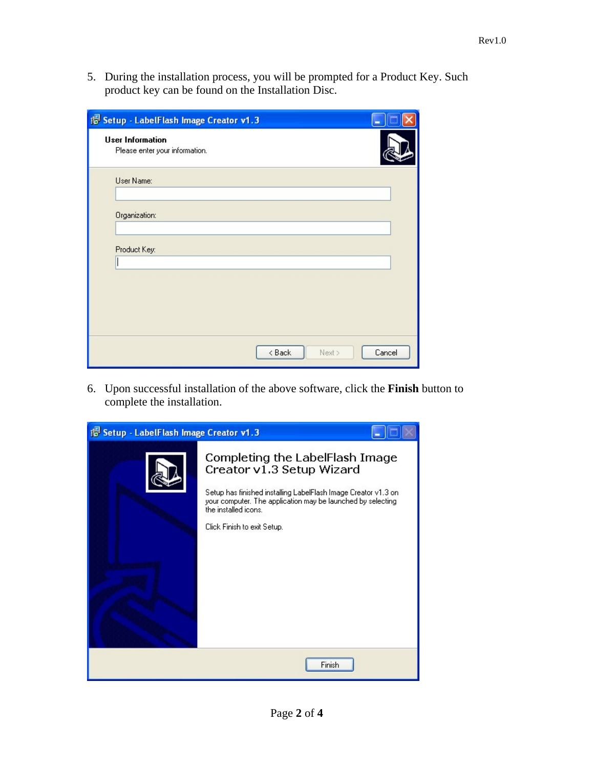5. During the installation process, you will be prompted for a Product Key. Such product key can be found on the Installation Disc.

6. Upon successful installation of the above software, click the **Finish** button to complete the installation.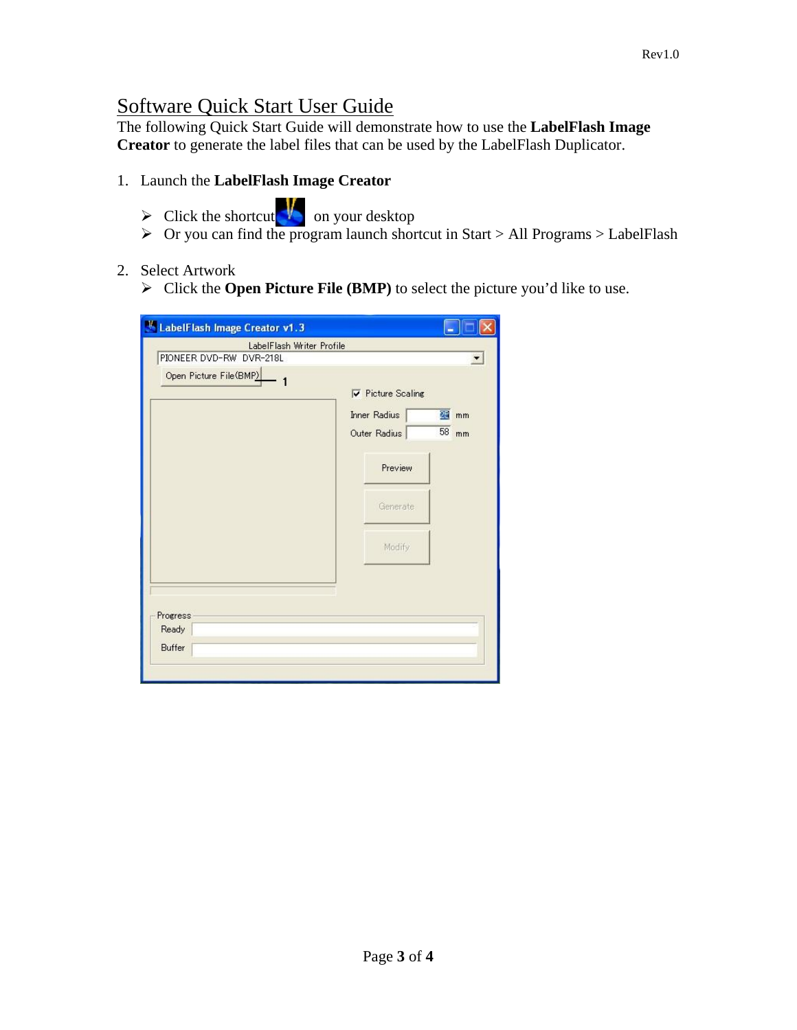## Software Quick Start User Guide

The following Quick Start Guide will demonstrate how to use the **LabelFlash Image Creator** to generate the label files that can be used by the LabelFlash Duplicator.

1. Launch the **LabelFlash Image Creator**
   - Click the shortcut on your desktop
   - Or you can find the program launch shortcut in Start > All Programs > LabelFlash

2. Select Artwork
   - Click the **Open Picture File (BMP)** to select the picture you'd like to use.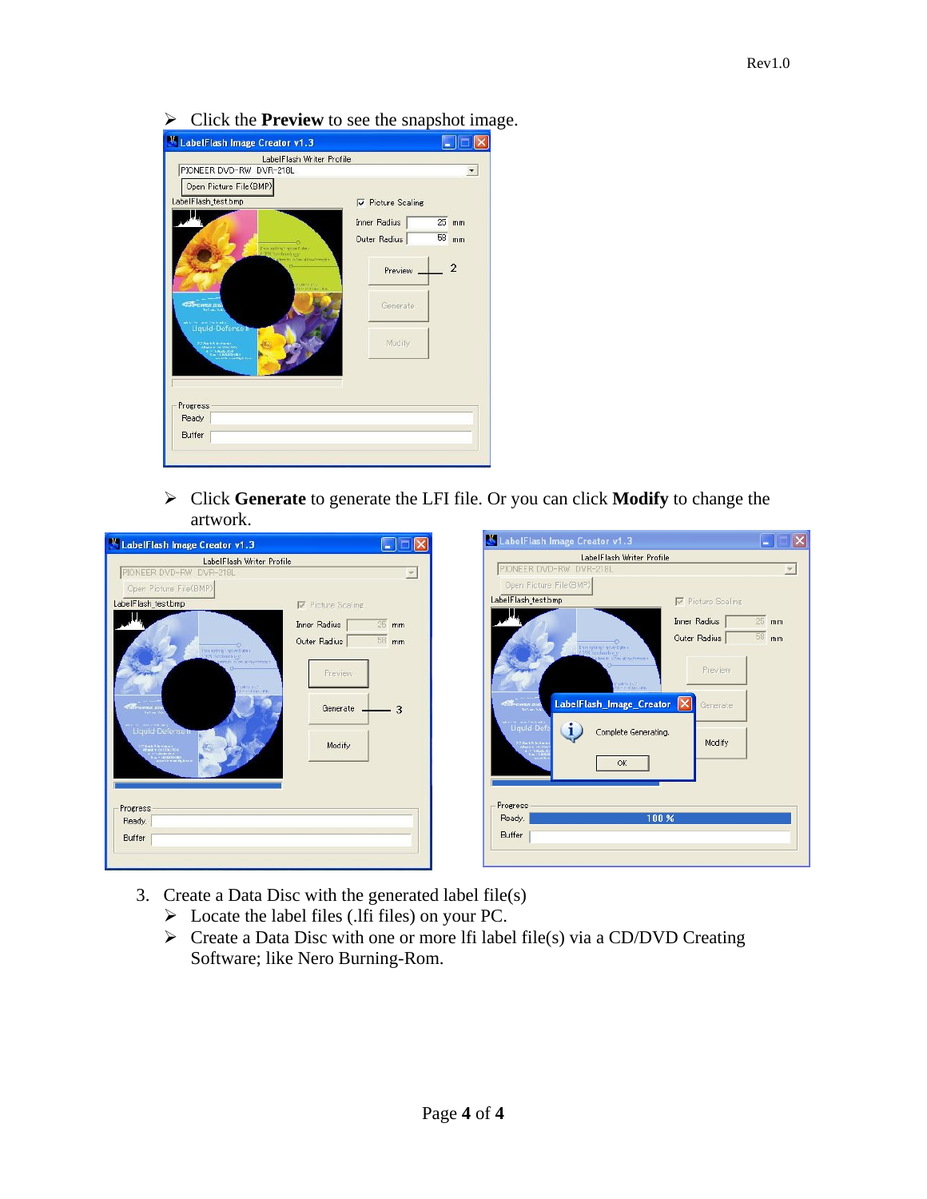- Click the **Preview** to see the snapshot image.

- Click **Generate** to generate the LFI file. Or you can click **Modify** to change the artwork.

3. Create a Data Disc with the generated label file(s)
   - Locate the label files (.lfi files) on your PC.
   - Create a Data Disc with one or more lfi label file(s) via a CD/DVD Creating Software; like Nero Burning-Rom.